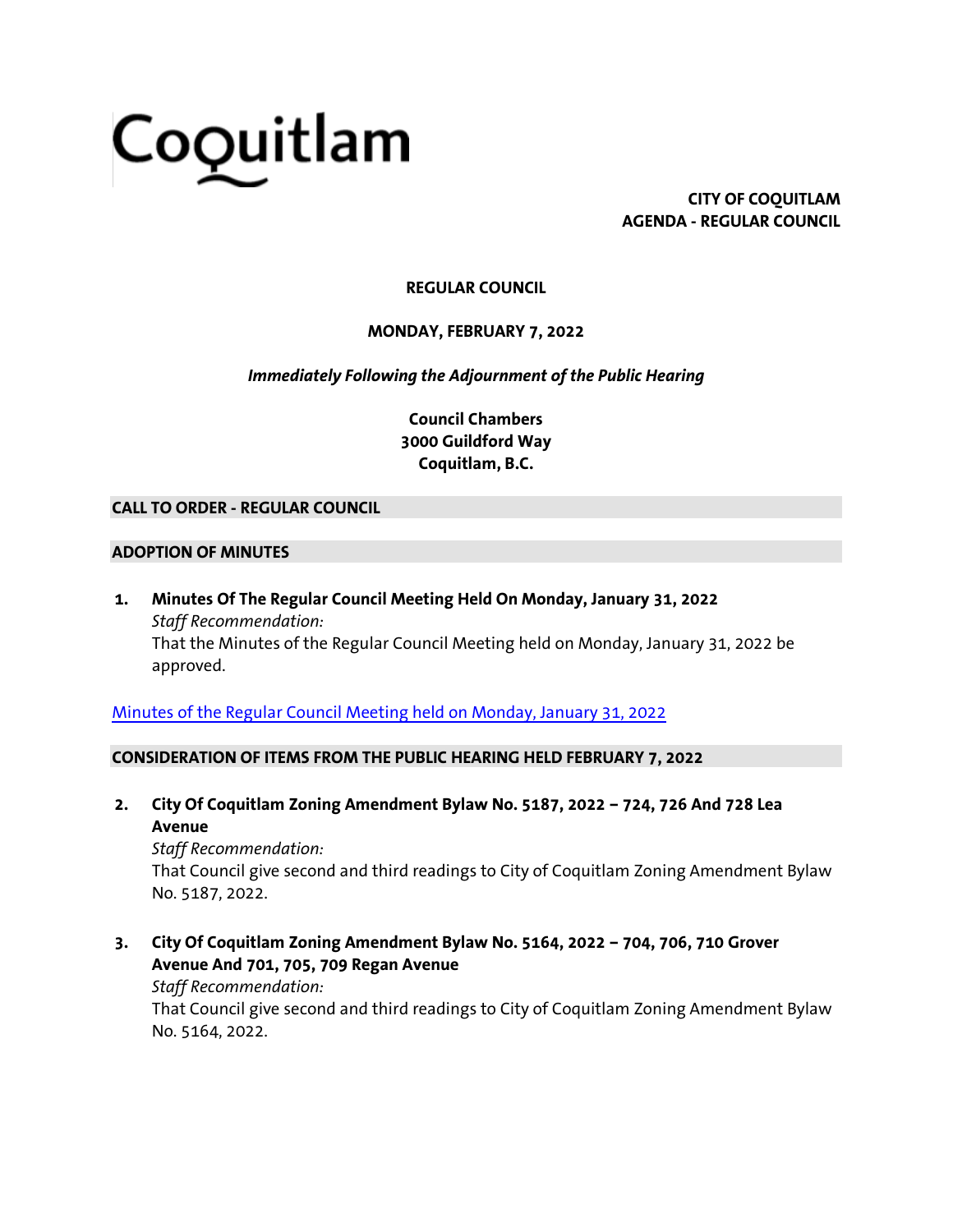Coquitlam

**CITY OF COQUITLAM**
**AGENDA - REGULAR COUNCIL**

# REGULAR COUNCIL

**MONDAY, FEBRUARY 7, 2022**

***Immediately Following the Adjournment of the Public Hearing***

**Council Chambers**
**3000 Guildford Way**
**Coquitlam, B.C.**

## CALL TO ORDER - REGULAR COUNCIL

## ADOPTION OF MINUTES

1. **Minutes Of The Regular Council Meeting Held On Monday, January 31, 2022**
   *Staff Recommendation:*
   That the Minutes of the Regular Council Meeting held on Monday, January 31, 2022 be approved.

Minutes of the Regular Council Meeting held on Monday, January 31, 2022

## CONSIDERATION OF ITEMS FROM THE PUBLIC HEARING HELD FEBRUARY 7, 2022

2. **City Of Coquitlam Zoning Amendment Bylaw No. 5187, 2022 – 724, 726 And 728 Lea Avenue**
   *Staff Recommendation:*
   That Council give second and third readings to City of Coquitlam Zoning Amendment Bylaw No. 5187, 2022.

3. **City Of Coquitlam Zoning Amendment Bylaw No. 5164, 2022 – 704, 706, 710 Grover Avenue And 701, 705, 709 Regan Avenue**
   *Staff Recommendation:*
   That Council give second and third readings to City of Coquitlam Zoning Amendment Bylaw No. 5164, 2022.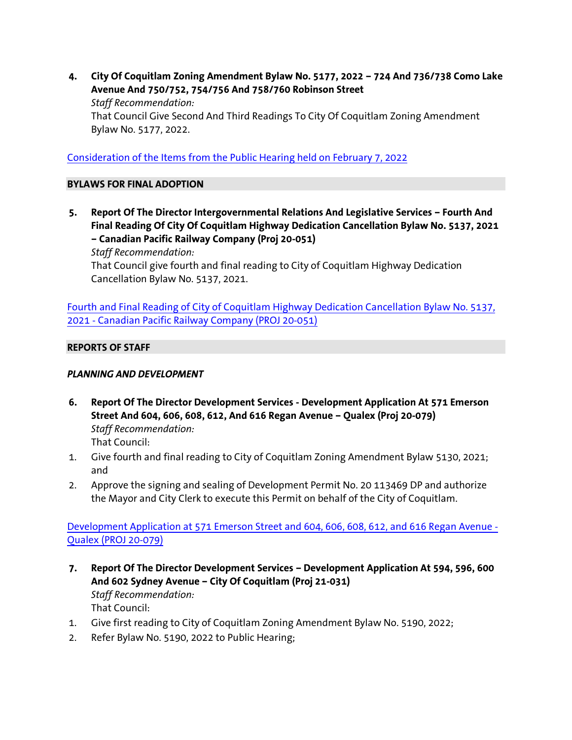4. **City Of Coquitlam Zoning Amendment Bylaw No. 5177, 2022 – 724 And 736/738 Como Lake Avenue And 750/752, 754/756 And 758/760 Robinson Street**
   *Staff Recommendation:*
   That Council Give Second And Third Readings To City Of Coquitlam Zoning Amendment Bylaw No. 5177, 2022.

Consideration of the Items from the Public Hearing held on February 7, 2022

## BYLAWS FOR FINAL ADOPTION

5. **Report Of The Director Intergovernmental Relations And Legislative Services – Fourth And Final Reading Of City Of Coquitlam Highway Dedication Cancellation Bylaw No. 5137, 2021 – Canadian Pacific Railway Company (Proj 20-051)**
   *Staff Recommendation:*
   That Council give fourth and final reading to City of Coquitlam Highway Dedication Cancellation Bylaw No. 5137, 2021.

Fourth and Final Reading of City of Coquitlam Highway Dedication Cancellation Bylaw No. 5137, 2021 - Canadian Pacific Railway Company (PROJ 20-051)

## REPORTS OF STAFF

### *PLANNING AND DEVELOPMENT*

6. **Report Of The Director Development Services - Development Application At 571 Emerson Street And 604, 606, 608, 612, And 616 Regan Avenue – Qualex (Proj 20-079)**
   *Staff Recommendation:*
   That Council:

1. Give fourth and final reading to City of Coquitlam Zoning Amendment Bylaw 5130, 2021; and
2. Approve the signing and sealing of Development Permit No. 20 113469 DP and authorize the Mayor and City Clerk to execute this Permit on behalf of the City of Coquitlam.

Development Application at 571 Emerson Street and 604, 606, 608, 612, and 616 Regan Avenue - Qualex (PROJ 20-079)

7. **Report Of The Director Development Services – Development Application At 594, 596, 600 And 602 Sydney Avenue – City Of Coquitlam (Proj 21-031)**
   *Staff Recommendation:*
   That Council:

1. Give first reading to City of Coquitlam Zoning Amendment Bylaw No. 5190, 2022;
2. Refer Bylaw No. 5190, 2022 to Public Hearing;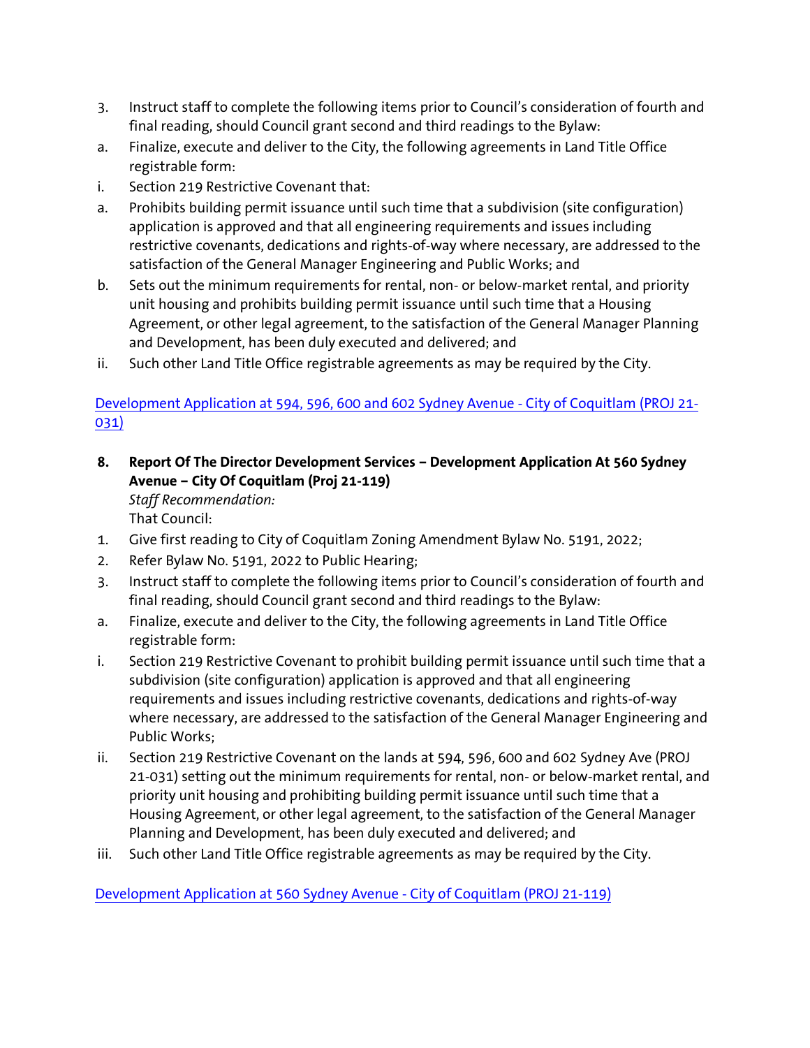3. Instruct staff to complete the following items prior to Council's consideration of fourth and final reading, should Council grant second and third readings to the Bylaw:

a. Finalize, execute and deliver to the City, the following agreements in Land Title Office registrable form:

i. Section 219 Restrictive Covenant that:

a. Prohibits building permit issuance until such time that a subdivision (site configuration) application is approved and that all engineering requirements and issues including restrictive covenants, dedications and rights-of-way where necessary, are addressed to the satisfaction of the General Manager Engineering and Public Works; and

b. Sets out the minimum requirements for rental, non- or below-market rental, and priority unit housing and prohibits building permit issuance until such time that a Housing Agreement, or other legal agreement, to the satisfaction of the General Manager Planning and Development, has been duly executed and delivered; and

ii. Such other Land Title Office registrable agreements as may be required by the City.

Development Application at 594, 596, 600 and 602 Sydney Avenue - City of Coquitlam (PROJ 21-031)

**8. Report Of The Director Development Services – Development Application At 560 Sydney Avenue – City Of Coquitlam (Proj 21-119)**

*Staff Recommendation:*

That Council:

1. Give first reading to City of Coquitlam Zoning Amendment Bylaw No. 5191, 2022;
2. Refer Bylaw No. 5191, 2022 to Public Hearing;
3. Instruct staff to complete the following items prior to Council's consideration of fourth and final reading, should Council grant second and third readings to the Bylaw:

a. Finalize, execute and deliver to the City, the following agreements in Land Title Office registrable form:

i. Section 219 Restrictive Covenant to prohibit building permit issuance until such time that a subdivision (site configuration) application is approved and that all engineering requirements and issues including restrictive covenants, dedications and rights-of-way where necessary, are addressed to the satisfaction of the General Manager Engineering and Public Works;

ii. Section 219 Restrictive Covenant on the lands at 594, 596, 600 and 602 Sydney Ave (PROJ 21-031) setting out the minimum requirements for rental, non- or below-market rental, and priority unit housing and prohibiting building permit issuance until such time that a Housing Agreement, or other legal agreement, to the satisfaction of the General Manager Planning and Development, has been duly executed and delivered; and

iii. Such other Land Title Office registrable agreements as may be required by the City.

Development Application at 560 Sydney Avenue - City of Coquitlam (PROJ 21-119)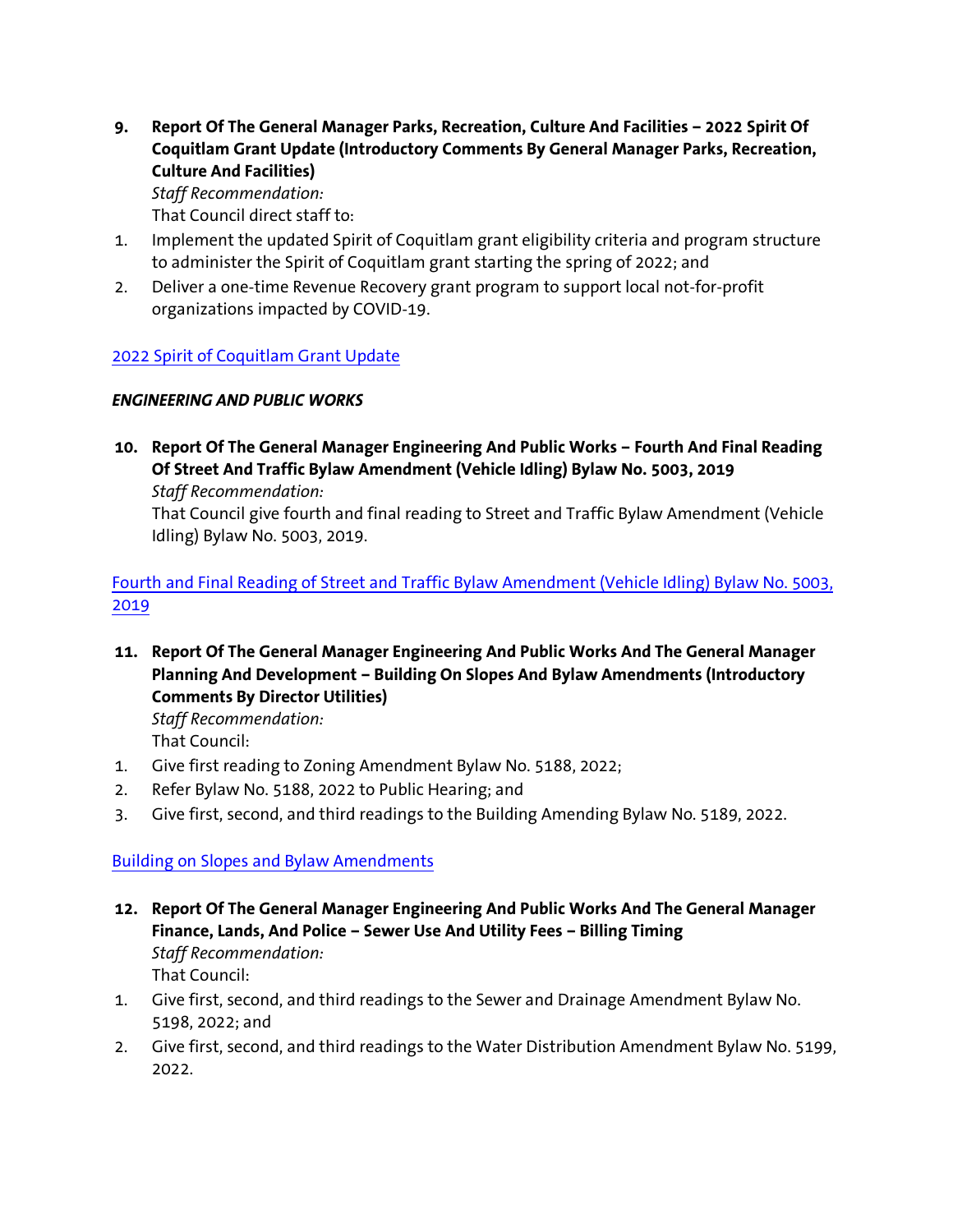**9. Report Of The General Manager Parks, Recreation, Culture And Facilities – 2022 Spirit Of Coquitlam Grant Update (Introductory Comments By General Manager Parks, Recreation, Culture And Facilities)**

*Staff Recommendation:*

That Council direct staff to:

1. Implement the updated Spirit of Coquitlam grant eligibility criteria and program structure to administer the Spirit of Coquitlam grant starting the spring of 2022; and
2. Deliver a one-time Revenue Recovery grant program to support local not-for-profit organizations impacted by COVID-19.

2022 Spirit of Coquitlam Grant Update

***ENGINEERING AND PUBLIC WORKS***

**10. Report Of The General Manager Engineering And Public Works – Fourth And Final Reading Of Street And Traffic Bylaw Amendment (Vehicle Idling) Bylaw No. 5003, 2019**

*Staff Recommendation:*

That Council give fourth and final reading to Street and Traffic Bylaw Amendment (Vehicle Idling) Bylaw No. 5003, 2019.

Fourth and Final Reading of Street and Traffic Bylaw Amendment (Vehicle Idling) Bylaw No. 5003, 2019

**11. Report Of The General Manager Engineering And Public Works And The General Manager Planning And Development – Building On Slopes And Bylaw Amendments (Introductory Comments By Director Utilities)**

*Staff Recommendation:*

That Council:

1. Give first reading to Zoning Amendment Bylaw No. 5188, 2022;
2. Refer Bylaw No. 5188, 2022 to Public Hearing; and
3. Give first, second, and third readings to the Building Amending Bylaw No. 5189, 2022.

Building on Slopes and Bylaw Amendments

**12. Report Of The General Manager Engineering And Public Works And The General Manager Finance, Lands, And Police – Sewer Use And Utility Fees – Billing Timing**

*Staff Recommendation:*

That Council:

1. Give first, second, and third readings to the Sewer and Drainage Amendment Bylaw No. 5198, 2022; and
2. Give first, second, and third readings to the Water Distribution Amendment Bylaw No. 5199, 2022.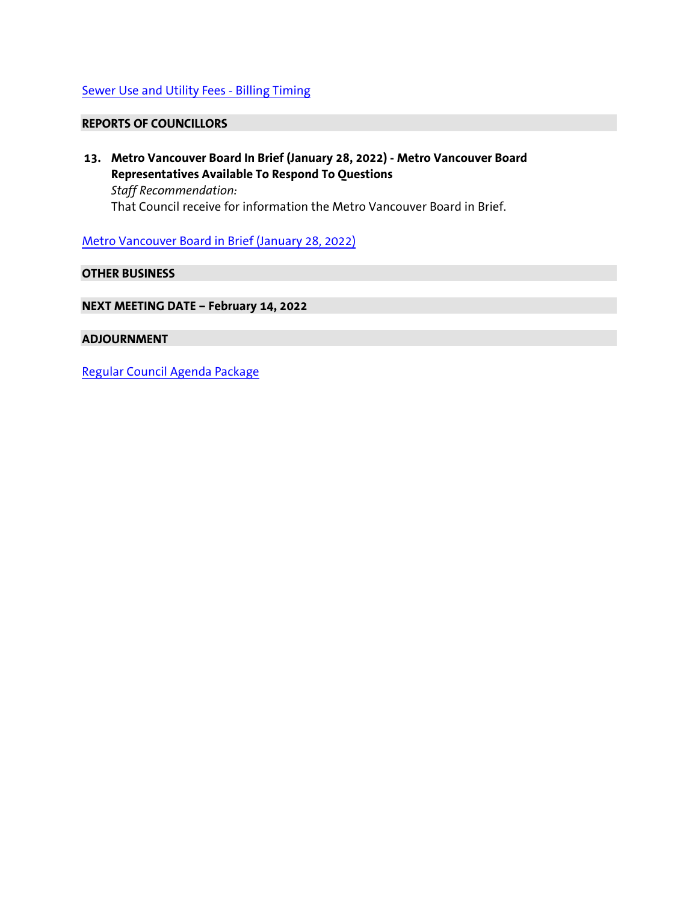[Sewer Use and Utility Fees - Billing Timing]

## REPORTS OF COUNCILLORS

**13. Metro Vancouver Board In Brief (January 28, 2022) - Metro Vancouver Board Representatives Available To Respond To Questions**
*Staff Recommendation:*
That Council receive for information the Metro Vancouver Board in Brief.

[Metro Vancouver Board in Brief (January 28, 2022)]

## OTHER BUSINESS

## NEXT MEETING DATE – February 14, 2022

## ADJOURNMENT

[Regular Council Agenda Package]